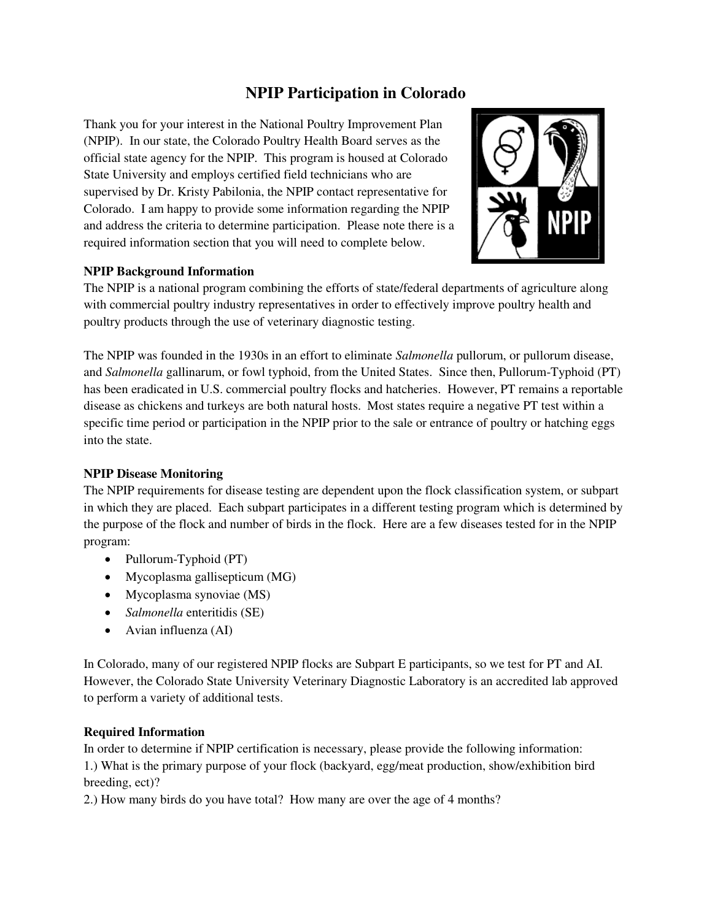# NPIP Participation in Colorado

Thank you for your interest in the National Poultry Improvement Plan (NPIP). In our state, the Colorado Poultry Health Board serves as the official state agency for the NPIP. This program is housed at Colorado State University and employs certified field technicians who are supervised by Dr. Kristy Pabilonia, the NPIP contact representative for Colorado. I am happy to provide some information regarding the NPIP and address the criteria to determine participation. Please note there is a required information section that you will need to complete below.

**NPIP Background Information**

The NPIP is a national program combining the efforts of state/federal departments of agriculture along with commercial poultry industry representatives in order to effectively improve poultry health and poultry products through the use of veterinary diagnostic testing.

The NPIP was founded in the 1930s in an effort to eliminate *Salmonella* pullorum, or pullorum disease, and *Salmonella* gallinarum, or fowl typhoid, from the United States. Since then, Pullorum-Typhoid (PT) has been eradicated in U.S. commercial poultry flocks and hatcheries. However, PT remains a reportable disease as chickens and turkeys are both natural hosts. Most states require a negative PT test within a specific time period or participation in the NPIP prior to the sale or entrance of poultry or hatching eggs into the state.

**NPIP Disease Monitoring**

The NPIP requirements for disease testing are dependent upon the flock classification system, or subpart in which they are placed. Each subpart participates in a different testing program which is determined by the purpose of the flock and number of birds in the flock. Here are a few diseases tested for in the NPIP program:

- Pullorum-Typhoid (PT)
- Mycoplasma gallisepticum (MG)
- Mycoplasma synoviae (MS)
- *Salmonella* enteritidis (SE)
- Avian influenza (AI)

In Colorado, many of our registered NPIP flocks are Subpart E participants, so we test for PT and AI. However, the Colorado State University Veterinary Diagnostic Laboratory is an accredited lab approved to perform a variety of additional tests.

**Required Information**

In order to determine if NPIP certification is necessary, please provide the following information:

1.) What is the primary purpose of your flock (backyard, egg/meat production, show/exhibition bird breeding, ect)?

2.) How many birds do you have total? How many are over the age of 4 months?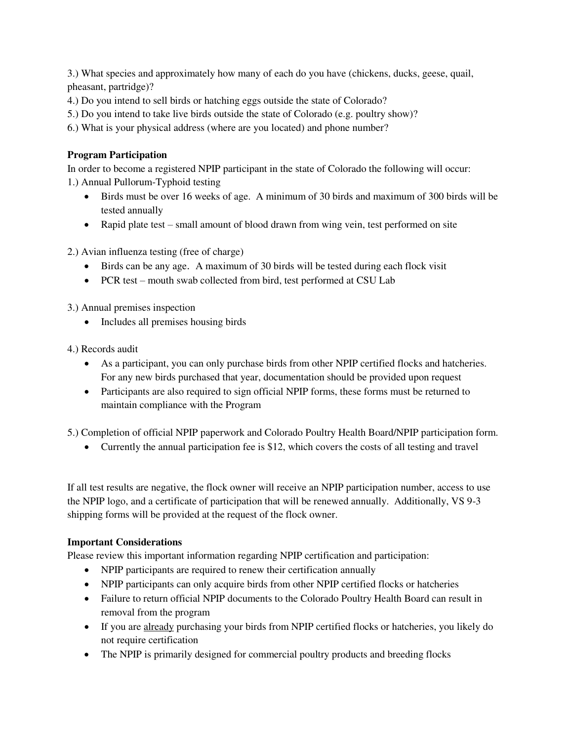3.) What species and approximately how many of each do you have (chickens, ducks, geese, quail, pheasant, partridge)?

4.) Do you intend to sell birds or hatching eggs outside the state of Colorado?

5.) Do you intend to take live birds outside the state of Colorado (e.g. poultry show)?

6.) What is your physical address (where are you located) and phone number?

**Program Participation**

In order to become a registered NPIP participant in the state of Colorado the following will occur:

1.) Annual Pullorum-Typhoid testing

- Birds must be over 16 weeks of age. A minimum of 30 birds and maximum of 300 birds will be tested annually
- Rapid plate test – small amount of blood drawn from wing vein, test performed on site

2.) Avian influenza testing (free of charge)

- Birds can be any age. A maximum of 30 birds will be tested during each flock visit
- PCR test – mouth swab collected from bird, test performed at CSU Lab

3.) Annual premises inspection

- Includes all premises housing birds

4.) Records audit

- As a participant, you can only purchase birds from other NPIP certified flocks and hatcheries. For any new birds purchased that year, documentation should be provided upon request
- Participants are also required to sign official NPIP forms, these forms must be returned to maintain compliance with the Program

5.) Completion of official NPIP paperwork and Colorado Poultry Health Board/NPIP participation form.

- Currently the annual participation fee is $12, which covers the costs of all testing and travel

If all test results are negative, the flock owner will receive an NPIP participation number, access to use the NPIP logo, and a certificate of participation that will be renewed annually. Additionally, VS 9-3 shipping forms will be provided at the request of the flock owner.

**Important Considerations**

Please review this important information regarding NPIP certification and participation:

- NPIP participants are required to renew their certification annually
- NPIP participants can only acquire birds from other NPIP certified flocks or hatcheries
- Failure to return official NPIP documents to the Colorado Poultry Health Board can result in removal from the program
- If you are <u>already</u> purchasing your birds from NPIP certified flocks or hatcheries, you likely do not require certification
- The NPIP is primarily designed for commercial poultry products and breeding flocks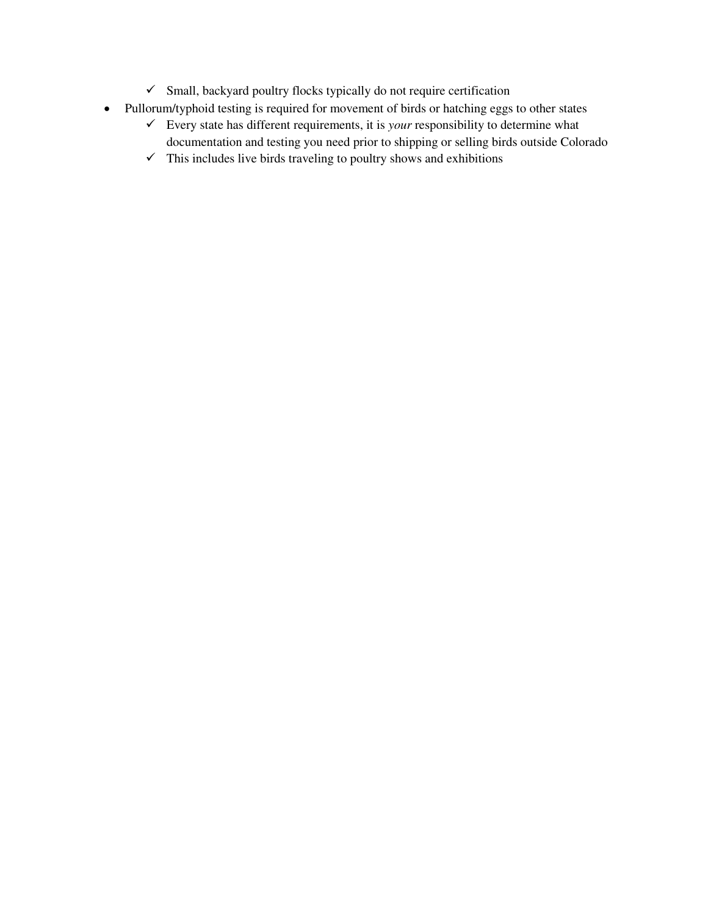- ✓ Small, backyard poultry flocks typically do not require certification
- Pullorum/typhoid testing is required for movement of birds or hatching eggs to other states
    - ✓ Every state has different requirements, it is *your* responsibility to determine what documentation and testing you need prior to shipping or selling birds outside Colorado
    - ✓ This includes live birds traveling to poultry shows and exhibitions